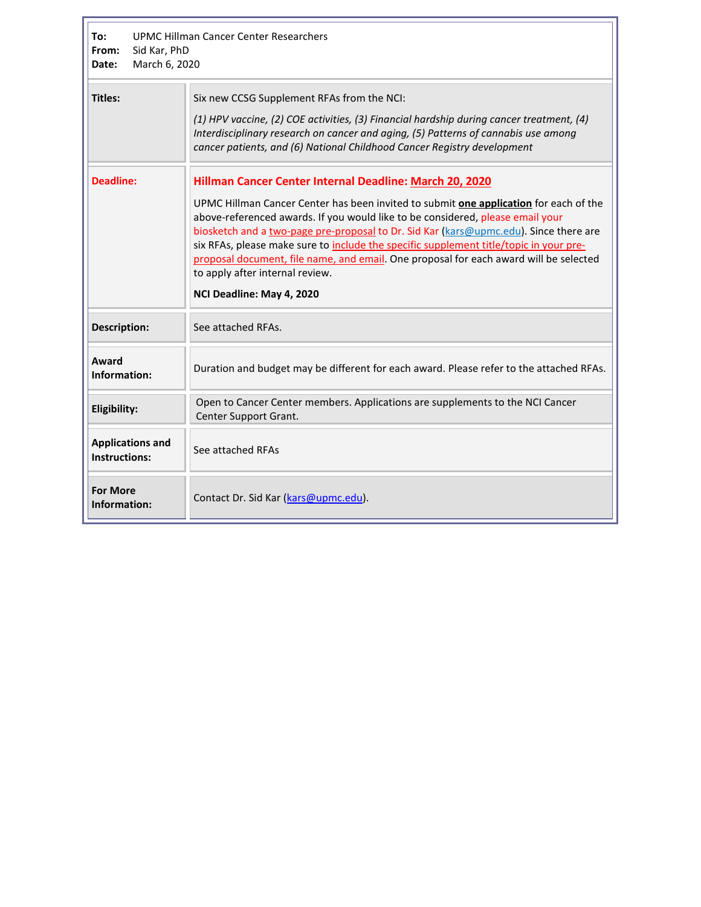**To:** UPMC Hillman Cancer Center Researchers
**From:** Sid Kar, PhD
**Date:** March 6, 2020

| | |
|---|---|
| **Titles:** | Six new CCSG Supplement RFAs from the NCI: *(1) HPV vaccine, (2) COE activities, (3) Financial hardship during cancer treatment, (4) Interdisciplinary research on cancer and aging, (5) Patterns of cannabis use among cancer patients, and (6) National Childhood Cancer Registry development* |
| **Deadline:** | **Hillman Cancer Center Internal Deadline: March 20, 2020** UPMC Hillman Cancer Center has been invited to submit **one application** for each of the above-referenced awards. If you would like to be considered, please email your biosketch and a two-page pre-proposal to Dr. Sid Kar (kars@upmc.edu). Since there are six RFAs, please make sure to include the specific supplement title/topic in your pre-proposal document, file name, and email. One proposal for each award will be selected to apply after internal review. **NCI Deadline: May 4, 2020** |
| **Description:** | See attached RFAs. |
| **Award Information:** | Duration and budget may be different for each award. Please refer to the attached RFAs. |
| **Eligibility:** | Open to Cancer Center members. Applications are supplements to the NCI Cancer Center Support Grant. |
| **Applications and Instructions:** | See attached RFAs |
| **For More Information:** | Contact Dr. Sid Kar (kars@upmc.edu). |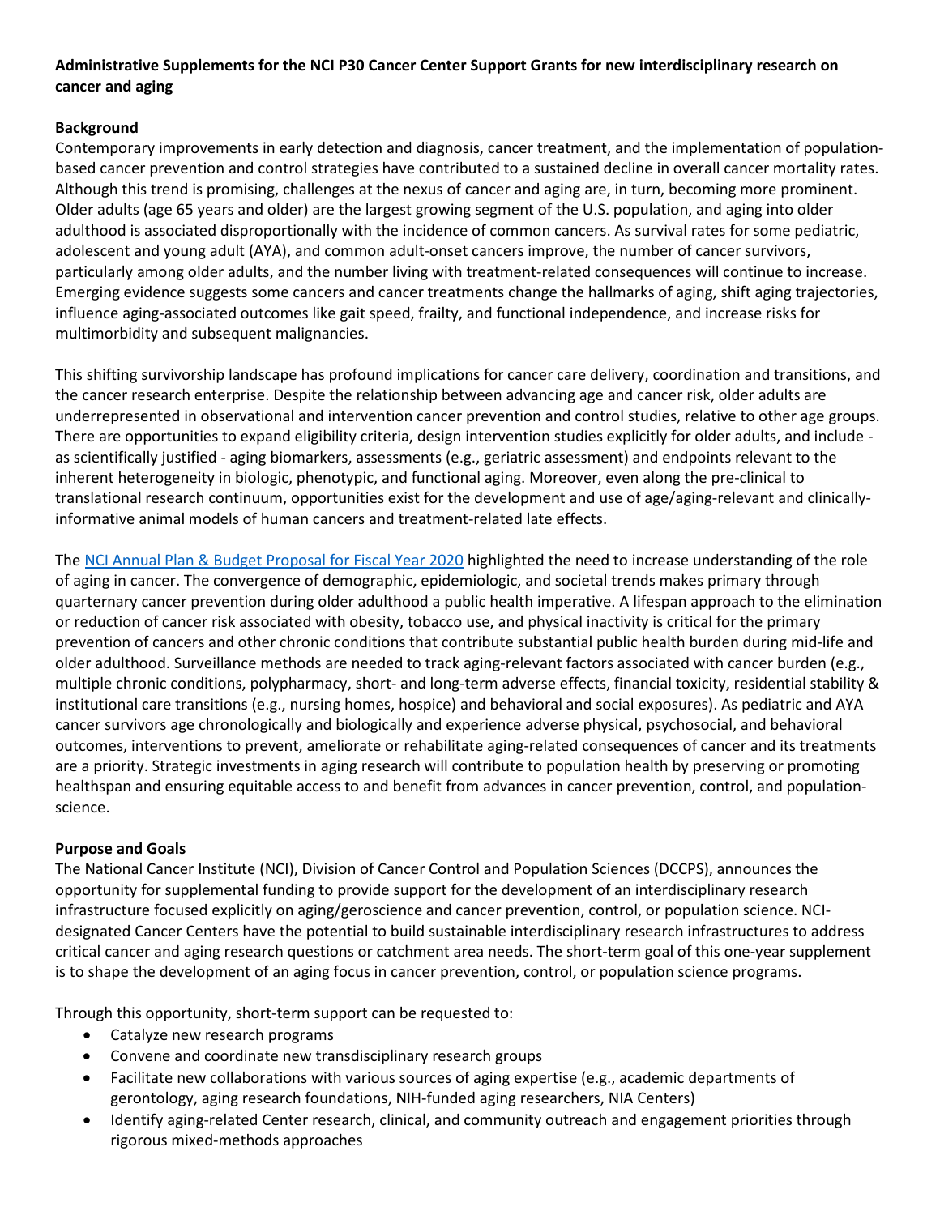**Administrative Supplements for the NCI P30 Cancer Center Support Grants for new interdisciplinary research on cancer and aging**

**Background**

Contemporary improvements in early detection and diagnosis, cancer treatment, and the implementation of population-based cancer prevention and control strategies have contributed to a sustained decline in overall cancer mortality rates. Although this trend is promising, challenges at the nexus of cancer and aging are, in turn, becoming more prominent. Older adults (age 65 years and older) are the largest growing segment of the U.S. population, and aging into older adulthood is associated disproportionally with the incidence of common cancers. As survival rates for some pediatric, adolescent and young adult (AYA), and common adult-onset cancers improve, the number of cancer survivors, particularly among older adults, and the number living with treatment-related consequences will continue to increase. Emerging evidence suggests some cancers and cancer treatments change the hallmarks of aging, shift aging trajectories, influence aging-associated outcomes like gait speed, frailty, and functional independence, and increase risks for multimorbidity and subsequent malignancies.

This shifting survivorship landscape has profound implications for cancer care delivery, coordination and transitions, and the cancer research enterprise. Despite the relationship between advancing age and cancer risk, older adults are underrepresented in observational and intervention cancer prevention and control studies, relative to other age groups. There are opportunities to expand eligibility criteria, design intervention studies explicitly for older adults, and include - as scientifically justified - aging biomarkers, assessments (e.g., geriatric assessment) and endpoints relevant to the inherent heterogeneity in biologic, phenotypic, and functional aging. Moreover, even along the pre-clinical to translational research continuum, opportunities exist for the development and use of age/aging-relevant and clinically-informative animal models of human cancers and treatment-related late effects.

The NCI Annual Plan & Budget Proposal for Fiscal Year 2020 highlighted the need to increase understanding of the role of aging in cancer. The convergence of demographic, epidemiologic, and societal trends makes primary through quarternary cancer prevention during older adulthood a public health imperative. A lifespan approach to the elimination or reduction of cancer risk associated with obesity, tobacco use, and physical inactivity is critical for the primary prevention of cancers and other chronic conditions that contribute substantial public health burden during mid-life and older adulthood. Surveillance methods are needed to track aging-relevant factors associated with cancer burden (e.g., multiple chronic conditions, polypharmacy, short- and long-term adverse effects, financial toxicity, residential stability & institutional care transitions (e.g., nursing homes, hospice) and behavioral and social exposures). As pediatric and AYA cancer survivors age chronologically and biologically and experience adverse physical, psychosocial, and behavioral outcomes, interventions to prevent, ameliorate or rehabilitate aging-related consequences of cancer and its treatments are a priority. Strategic investments in aging research will contribute to population health by preserving or promoting healthspan and ensuring equitable access to and benefit from advances in cancer prevention, control, and population-science.

**Purpose and Goals**

The National Cancer Institute (NCI), Division of Cancer Control and Population Sciences (DCCPS), announces the opportunity for supplemental funding to provide support for the development of an interdisciplinary research infrastructure focused explicitly on aging/geroscience and cancer prevention, control, or population science. NCI-designated Cancer Centers have the potential to build sustainable interdisciplinary research infrastructures to address critical cancer and aging research questions or catchment area needs. The short-term goal of this one-year supplement is to shape the development of an aging focus in cancer prevention, control, or population science programs.

Through this opportunity, short-term support can be requested to:

- Catalyze new research programs
- Convene and coordinate new transdisciplinary research groups
- Facilitate new collaborations with various sources of aging expertise (e.g., academic departments of gerontology, aging research foundations, NIH-funded aging researchers, NIA Centers)
- Identify aging-related Center research, clinical, and community outreach and engagement priorities through rigorous mixed-methods approaches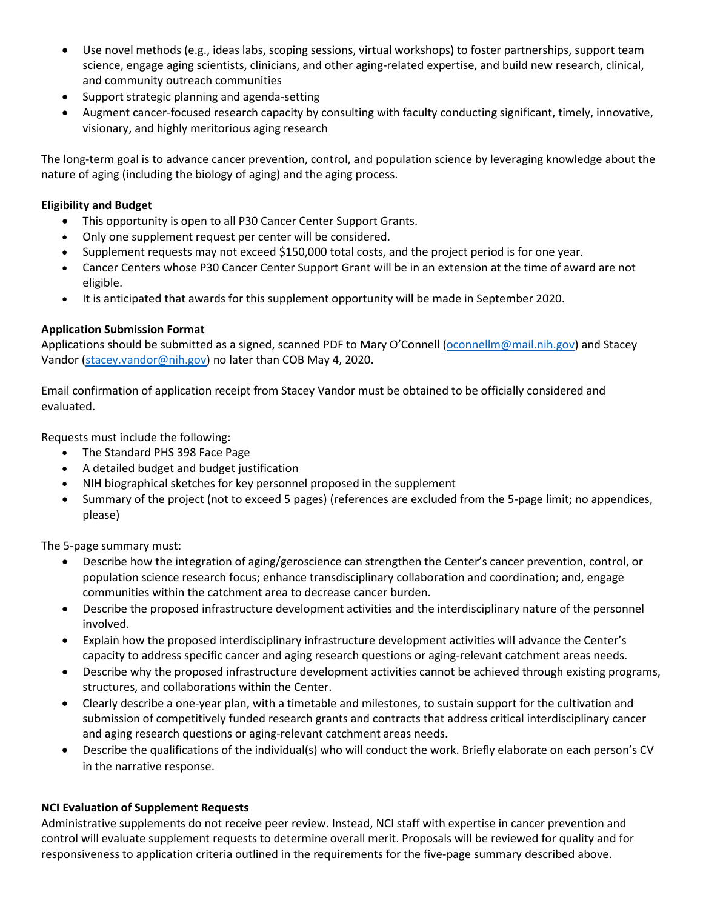- Use novel methods (e.g., ideas labs, scoping sessions, virtual workshops) to foster partnerships, support team science, engage aging scientists, clinicians, and other aging-related expertise, and build new research, clinical, and community outreach communities
- Support strategic planning and agenda-setting
- Augment cancer-focused research capacity by consulting with faculty conducting significant, timely, innovative, visionary, and highly meritorious aging research

The long-term goal is to advance cancer prevention, control, and population science by leveraging knowledge about the nature of aging (including the biology of aging) and the aging process.

**Eligibility and Budget**

- This opportunity is open to all P30 Cancer Center Support Grants.
- Only one supplement request per center will be considered.
- Supplement requests may not exceed $150,000 total costs, and the project period is for one year.
- Cancer Centers whose P30 Cancer Center Support Grant will be in an extension at the time of award are not eligible.
- It is anticipated that awards for this supplement opportunity will be made in September 2020.

**Application Submission Format**

Applications should be submitted as a signed, scanned PDF to Mary O'Connell (oconnellm@mail.nih.gov) and Stacey Vandor (stacey.vandor@nih.gov) no later than COB May 4, 2020.

Email confirmation of application receipt from Stacey Vandor must be obtained to be officially considered and evaluated.

Requests must include the following:

- The Standard PHS 398 Face Page
- A detailed budget and budget justification
- NIH biographical sketches for key personnel proposed in the supplement
- Summary of the project (not to exceed 5 pages) (references are excluded from the 5-page limit; no appendices, please)

The 5-page summary must:

- Describe how the integration of aging/geroscience can strengthen the Center's cancer prevention, control, or population science research focus; enhance transdisciplinary collaboration and coordination; and, engage communities within the catchment area to decrease cancer burden.
- Describe the proposed infrastructure development activities and the interdisciplinary nature of the personnel involved.
- Explain how the proposed interdisciplinary infrastructure development activities will advance the Center's capacity to address specific cancer and aging research questions or aging-relevant catchment areas needs.
- Describe why the proposed infrastructure development activities cannot be achieved through existing programs, structures, and collaborations within the Center.
- Clearly describe a one-year plan, with a timetable and milestones, to sustain support for the cultivation and submission of competitively funded research grants and contracts that address critical interdisciplinary cancer and aging research questions or aging-relevant catchment areas needs.
- Describe the qualifications of the individual(s) who will conduct the work. Briefly elaborate on each person's CV in the narrative response.

**NCI Evaluation of Supplement Requests**

Administrative supplements do not receive peer review. Instead, NCI staff with expertise in cancer prevention and control will evaluate supplement requests to determine overall merit. Proposals will be reviewed for quality and for responsiveness to application criteria outlined in the requirements for the five-page summary described above.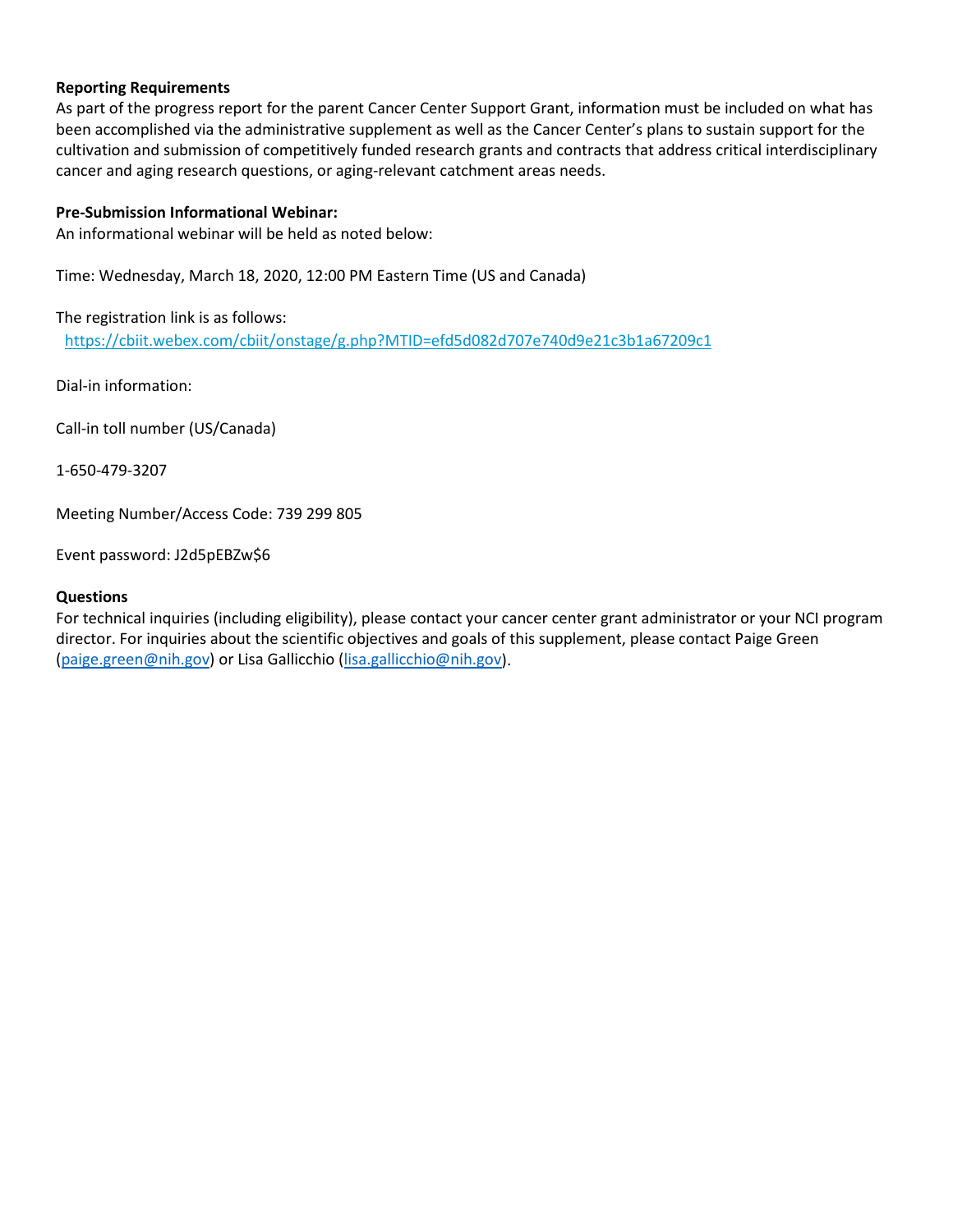**Reporting Requirements**

As part of the progress report for the parent Cancer Center Support Grant, information must be included on what has been accomplished via the administrative supplement as well as the Cancer Center's plans to sustain support for the cultivation and submission of competitively funded research grants and contracts that address critical interdisciplinary cancer and aging research questions, or aging-relevant catchment areas needs.

**Pre-Submission Informational Webinar:**

An informational webinar will be held as noted below:

Time: Wednesday, March 18, 2020, 12:00 PM Eastern Time (US and Canada)

The registration link is as follows:

https://cbiit.webex.com/cbiit/onstage/g.php?MTID=efd5d082d707e740d9e21c3b1a67209c1

Dial-in information:

Call-in toll number (US/Canada)

1-650-479-3207

Meeting Number/Access Code: 739 299 805

Event password: J2d5pEBZw$6

**Questions**

For technical inquiries (including eligibility), please contact your cancer center grant administrator or your NCI program director. For inquiries about the scientific objectives and goals of this supplement, please contact Paige Green (paige.green@nih.gov) or Lisa Gallicchio (lisa.gallicchio@nih.gov).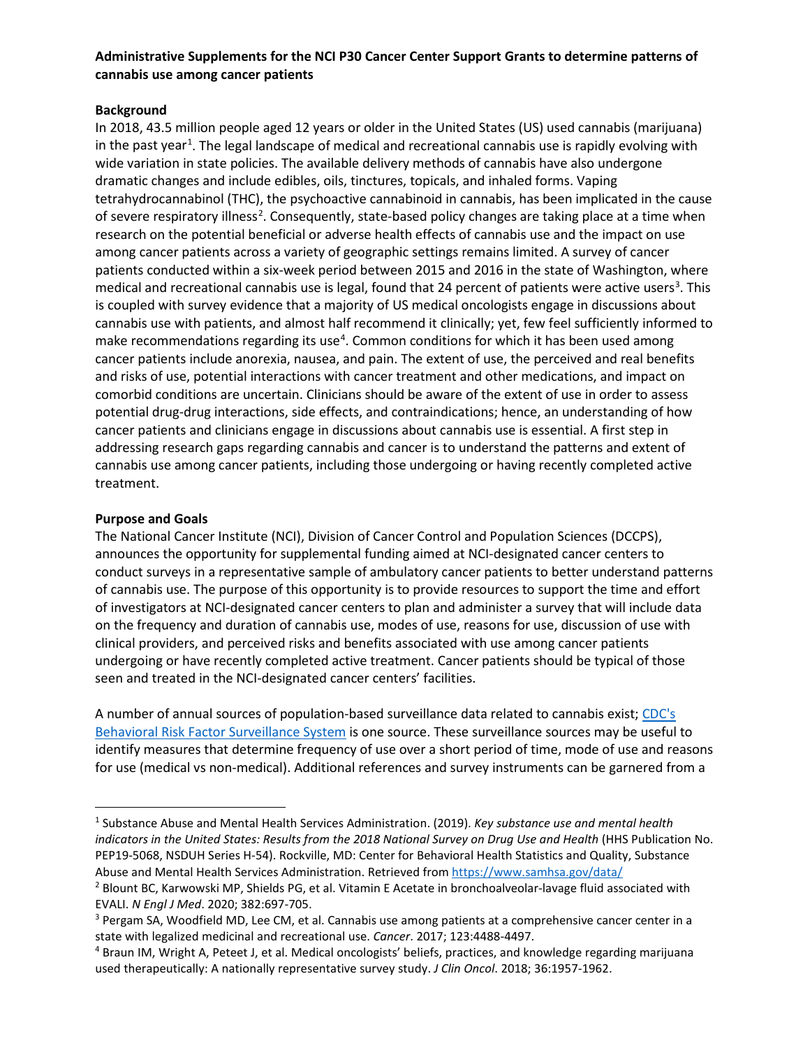**Administrative Supplements for the NCI P30 Cancer Center Support Grants to determine patterns of cannabis use among cancer patients**

**Background**

In 2018, 43.5 million people aged 12 years or older in the United States (US) used cannabis (marijuana) in the past year[1]. The legal landscape of medical and recreational cannabis use is rapidly evolving with wide variation in state policies. The available delivery methods of cannabis have also undergone dramatic changes and include edibles, oils, tinctures, topicals, and inhaled forms. Vaping tetrahydrocannabinol (THC), the psychoactive cannabinoid in cannabis, has been implicated in the cause of severe respiratory illness[2]. Consequently, state-based policy changes are taking place at a time when research on the potential beneficial or adverse health effects of cannabis use and the impact on use among cancer patients across a variety of geographic settings remains limited. A survey of cancer patients conducted within a six-week period between 2015 and 2016 in the state of Washington, where medical and recreational cannabis use is legal, found that 24 percent of patients were active users[3]. This is coupled with survey evidence that a majority of US medical oncologists engage in discussions about cannabis use with patients, and almost half recommend it clinically; yet, few feel sufficiently informed to make recommendations regarding its use[4]. Common conditions for which it has been used among cancer patients include anorexia, nausea, and pain. The extent of use, the perceived and real benefits and risks of use, potential interactions with cancer treatment and other medications, and impact on comorbid conditions are uncertain. Clinicians should be aware of the extent of use in order to assess potential drug-drug interactions, side effects, and contraindications; hence, an understanding of how cancer patients and clinicians engage in discussions about cannabis use is essential. A first step in addressing research gaps regarding cannabis and cancer is to understand the patterns and extent of cannabis use among cancer patients, including those undergoing or having recently completed active treatment.

**Purpose and Goals**

The National Cancer Institute (NCI), Division of Cancer Control and Population Sciences (DCCPS), announces the opportunity for supplemental funding aimed at NCI-designated cancer centers to conduct surveys in a representative sample of ambulatory cancer patients to better understand patterns of cannabis use. The purpose of this opportunity is to provide resources to support the time and effort of investigators at NCI-designated cancer centers to plan and administer a survey that will include data on the frequency and duration of cannabis use, modes of use, reasons for use, discussion of use with clinical providers, and perceived risks and benefits associated with use among cancer patients undergoing or have recently completed active treatment. Cancer patients should be typical of those seen and treated in the NCI-designated cancer centers' facilities.

A number of annual sources of population-based surveillance data related to cannabis exist; [CDC's Behavioral Risk Factor Surveillance System]() is one source. These surveillance sources may be useful to identify measures that determine frequency of use over a short period of time, mode of use and reasons for use (medical vs non-medical). Additional references and survey instruments can be garnered from a

---

[1] Substance Abuse and Mental Health Services Administration. (2019). *Key substance use and mental health indicators in the United States: Results from the 2018 National Survey on Drug Use and Health* (HHS Publication No. PEP19-5068, NSDUH Series H-54). Rockville, MD: Center for Behavioral Health Statistics and Quality, Substance Abuse and Mental Health Services Administration. Retrieved from https://www.samhsa.gov/data/

[2] Blount BC, Karwowski MP, Shields PG, et al. Vitamin E Acetate in bronchoalveolar-lavage fluid associated with EVALI. *N Engl J Med*. 2020; 382:697-705.

[3] Pergam SA, Woodfield MD, Lee CM, et al. Cannabis use among patients at a comprehensive cancer center in a state with legalized medicinal and recreational use. *Cancer*. 2017; 123:4488-4497.

[4] Braun IM, Wright A, Peteet J, et al. Medical oncologists' beliefs, practices, and knowledge regarding marijuana used therapeutically: A nationally representative survey study. *J Clin Oncol*. 2018; 36:1957-1962.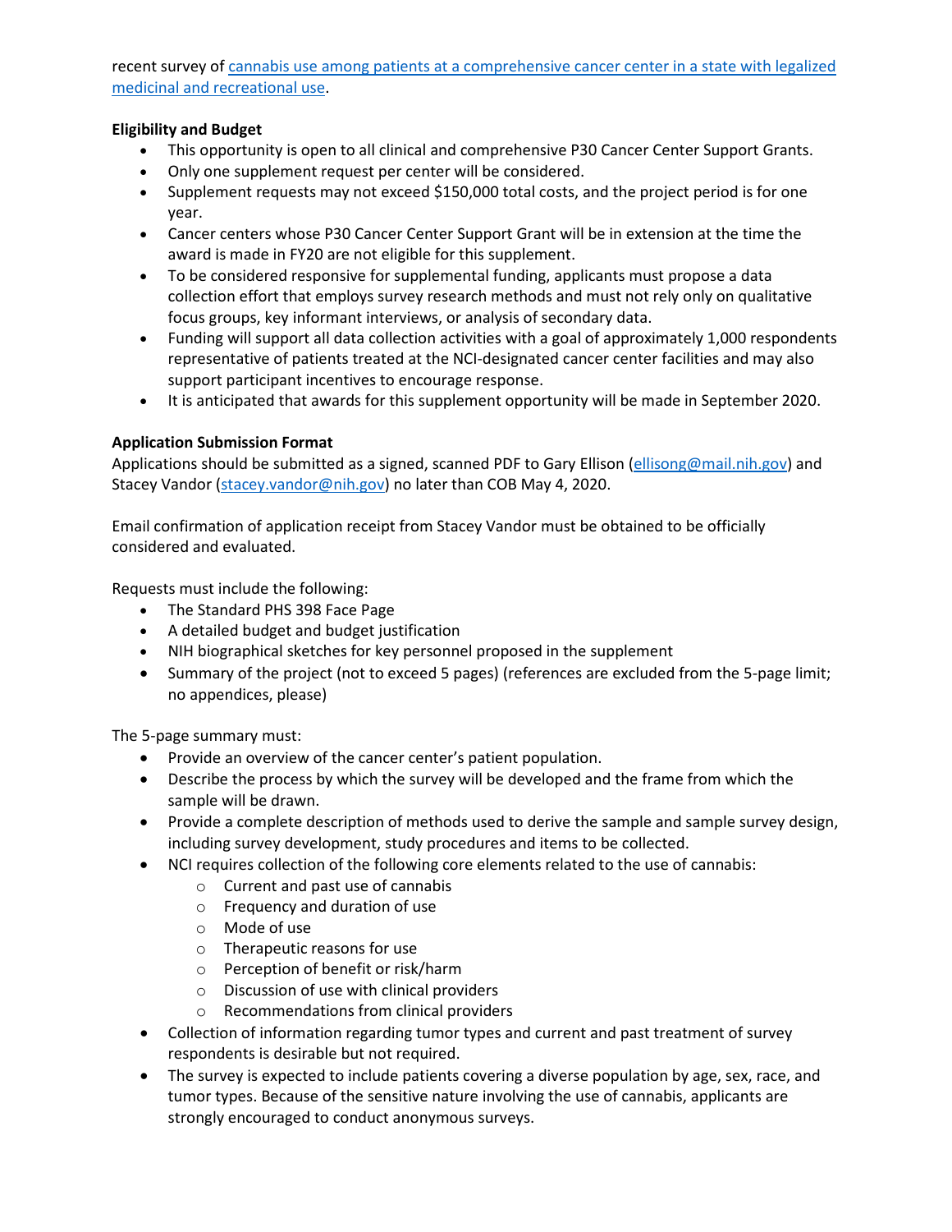recent survey of [cannabis use among patients at a comprehensive cancer center in a state with legalized medicinal and recreational use](https://).

**Eligibility and Budget**

- This opportunity is open to all clinical and comprehensive P30 Cancer Center Support Grants.
- Only one supplement request per center will be considered.
- Supplement requests may not exceed $150,000 total costs, and the project period is for one year.
- Cancer centers whose P30 Cancer Center Support Grant will be in extension at the time the award is made in FY20 are not eligible for this supplement.
- To be considered responsive for supplemental funding, applicants must propose a data collection effort that employs survey research methods and must not rely only on qualitative focus groups, key informant interviews, or analysis of secondary data.
- Funding will support all data collection activities with a goal of approximately 1,000 respondents representative of patients treated at the NCI-designated cancer center facilities and may also support participant incentives to encourage response.
- It is anticipated that awards for this supplement opportunity will be made in September 2020.

**Application Submission Format**

Applications should be submitted as a signed, scanned PDF to Gary Ellison (ellisong@mail.nih.gov) and Stacey Vandor (stacey.vandor@nih.gov) no later than COB May 4, 2020.

Email confirmation of application receipt from Stacey Vandor must be obtained to be officially considered and evaluated.

Requests must include the following:

- The Standard PHS 398 Face Page
- A detailed budget and budget justification
- NIH biographical sketches for key personnel proposed in the supplement
- Summary of the project (not to exceed 5 pages) (references are excluded from the 5-page limit; no appendices, please)

The 5-page summary must:

- Provide an overview of the cancer center's patient population.
- Describe the process by which the survey will be developed and the frame from which the sample will be drawn.
- Provide a complete description of methods used to derive the sample and sample survey design, including survey development, study procedures and items to be collected.
- NCI requires collection of the following core elements related to the use of cannabis:
  - Current and past use of cannabis
  - Frequency and duration of use
  - Mode of use
  - Therapeutic reasons for use
  - Perception of benefit or risk/harm
  - Discussion of use with clinical providers
  - Recommendations from clinical providers
- Collection of information regarding tumor types and current and past treatment of survey respondents is desirable but not required.
- The survey is expected to include patients covering a diverse population by age, sex, race, and tumor types. Because of the sensitive nature involving the use of cannabis, applicants are strongly encouraged to conduct anonymous surveys.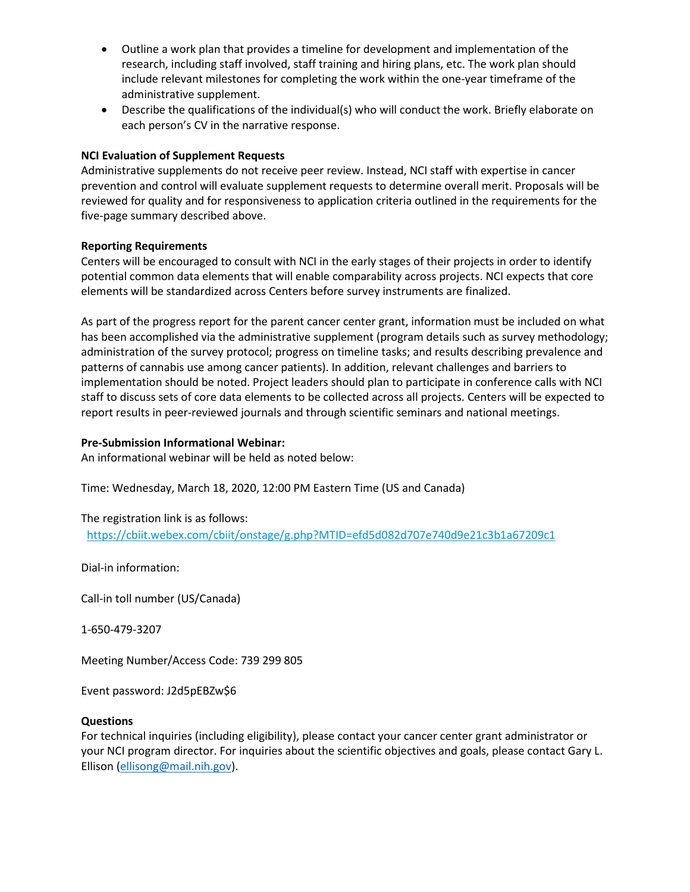- Outline a work plan that provides a timeline for development and implementation of the research, including staff involved, staff training and hiring plans, etc. The work plan should include relevant milestones for completing the work within the one-year timeframe of the administrative supplement.
- Describe the qualifications of the individual(s) who will conduct the work. Briefly elaborate on each person's CV in the narrative response.

**NCI Evaluation of Supplement Requests**

Administrative supplements do not receive peer review. Instead, NCI staff with expertise in cancer prevention and control will evaluate supplement requests to determine overall merit. Proposals will be reviewed for quality and for responsiveness to application criteria outlined in the requirements for the five-page summary described above.

**Reporting Requirements**

Centers will be encouraged to consult with NCI in the early stages of their projects in order to identify potential common data elements that will enable comparability across projects. NCI expects that core elements will be standardized across Centers before survey instruments are finalized.

As part of the progress report for the parent cancer center grant, information must be included on what has been accomplished via the administrative supplement (program details such as survey methodology; administration of the survey protocol; progress on timeline tasks; and results describing prevalence and patterns of cannabis use among cancer patients). In addition, relevant challenges and barriers to implementation should be noted. Project leaders should plan to participate in conference calls with NCI staff to discuss sets of core data elements to be collected across all projects. Centers will be expected to report results in peer-reviewed journals and through scientific seminars and national meetings.

**Pre-Submission Informational Webinar:**

An informational webinar will be held as noted below:

Time: Wednesday, March 18, 2020, 12:00 PM Eastern Time (US and Canada)

The registration link is as follows:
https://cbiit.webex.com/cbiit/onstage/g.php?MTID=efd5d082d707e740d9e21c3b1a67209c1

Dial-in information:

Call-in toll number (US/Canada)

1-650-479-3207

Meeting Number/Access Code: 739 299 805

Event password: J2d5pEBZw$6

**Questions**

For technical inquiries (including eligibility), please contact your cancer center grant administrator or your NCI program director. For inquiries about the scientific objectives and goals, please contact Gary L. Ellison (ellisong@mail.nih.gov).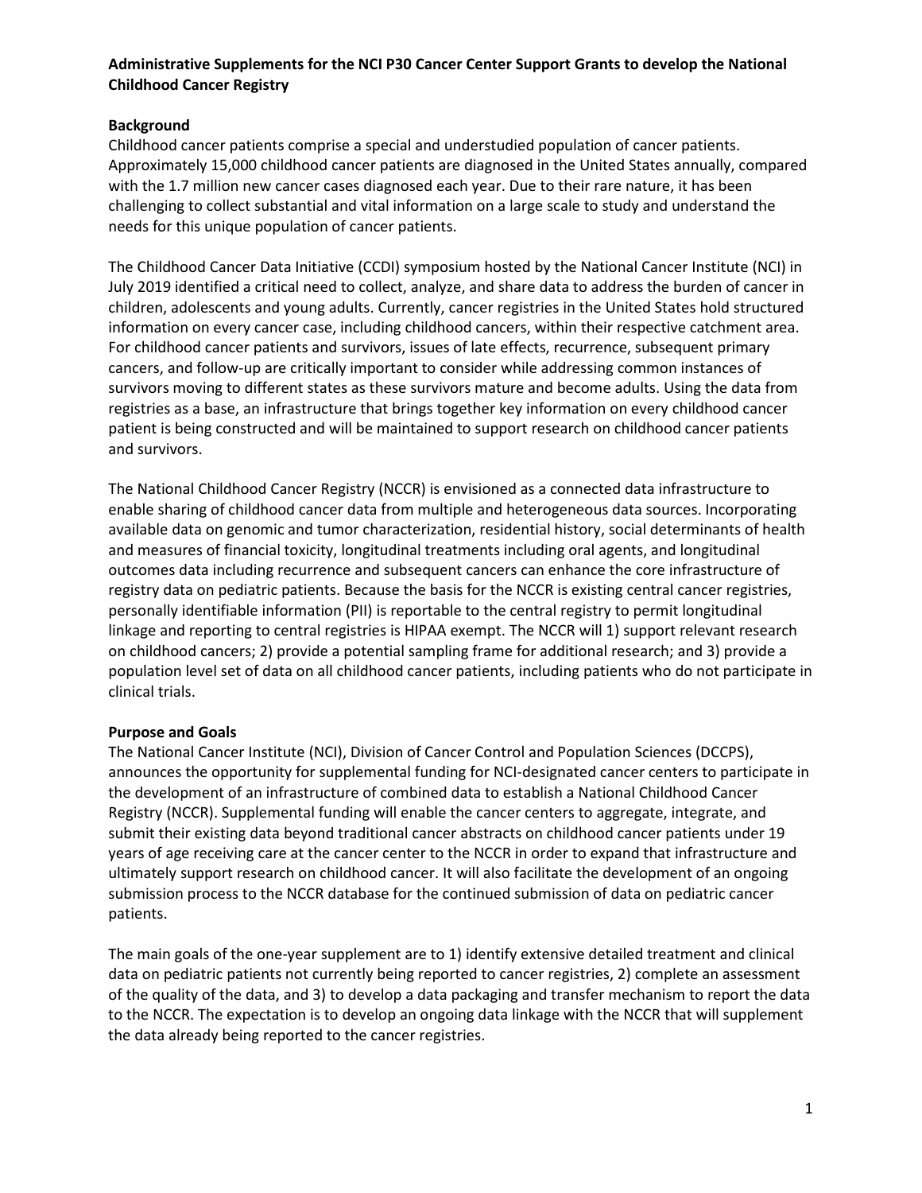**Administrative Supplements for the NCI P30 Cancer Center Support Grants to develop the National Childhood Cancer Registry**

## Background

Childhood cancer patients comprise a special and understudied population of cancer patients. Approximately 15,000 childhood cancer patients are diagnosed in the United States annually, compared with the 1.7 million new cancer cases diagnosed each year. Due to their rare nature, it has been challenging to collect substantial and vital information on a large scale to study and understand the needs for this unique population of cancer patients.

The Childhood Cancer Data Initiative (CCDI) symposium hosted by the National Cancer Institute (NCI) in July 2019 identified a critical need to collect, analyze, and share data to address the burden of cancer in children, adolescents and young adults. Currently, cancer registries in the United States hold structured information on every cancer case, including childhood cancers, within their respective catchment area. For childhood cancer patients and survivors, issues of late effects, recurrence, subsequent primary cancers, and follow-up are critically important to consider while addressing common instances of survivors moving to different states as these survivors mature and become adults. Using the data from registries as a base, an infrastructure that brings together key information on every childhood cancer patient is being constructed and will be maintained to support research on childhood cancer patients and survivors.

The National Childhood Cancer Registry (NCCR) is envisioned as a connected data infrastructure to enable sharing of childhood cancer data from multiple and heterogeneous data sources. Incorporating available data on genomic and tumor characterization, residential history, social determinants of health and measures of financial toxicity, longitudinal treatments including oral agents, and longitudinal outcomes data including recurrence and subsequent cancers can enhance the core infrastructure of registry data on pediatric patients. Because the basis for the NCCR is existing central cancer registries, personally identifiable information (PII) is reportable to the central registry to permit longitudinal linkage and reporting to central registries is HIPAA exempt. The NCCR will 1) support relevant research on childhood cancers; 2) provide a potential sampling frame for additional research; and 3) provide a population level set of data on all childhood cancer patients, including patients who do not participate in clinical trials.

## Purpose and Goals

The National Cancer Institute (NCI), Division of Cancer Control and Population Sciences (DCCPS), announces the opportunity for supplemental funding for NCI-designated cancer centers to participate in the development of an infrastructure of combined data to establish a National Childhood Cancer Registry (NCCR). Supplemental funding will enable the cancer centers to aggregate, integrate, and submit their existing data beyond traditional cancer abstracts on childhood cancer patients under 19 years of age receiving care at the cancer center to the NCCR in order to expand that infrastructure and ultimately support research on childhood cancer. It will also facilitate the development of an ongoing submission process to the NCCR database for the continued submission of data on pediatric cancer patients.

The main goals of the one-year supplement are to 1) identify extensive detailed treatment and clinical data on pediatric patients not currently being reported to cancer registries, 2) complete an assessment of the quality of the data, and 3) to develop a data packaging and transfer mechanism to report the data to the NCCR. The expectation is to develop an ongoing data linkage with the NCCR that will supplement the data already being reported to the cancer registries.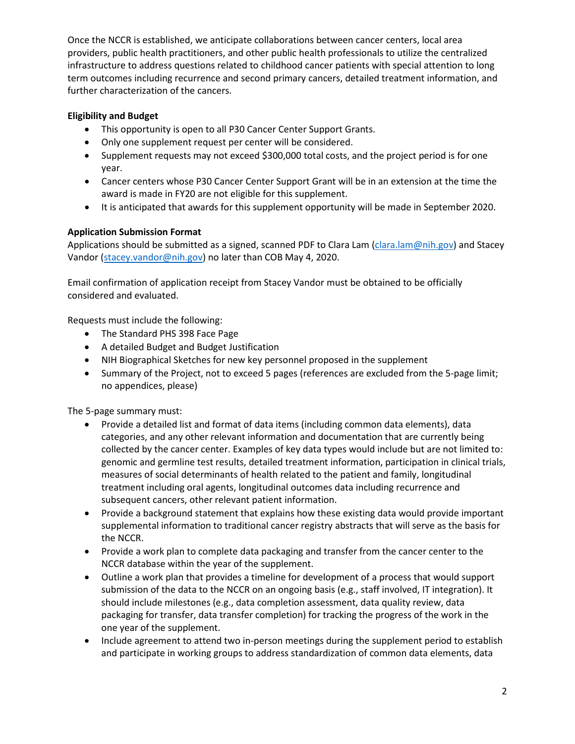Once the NCCR is established, we anticipate collaborations between cancer centers, local area providers, public health practitioners, and other public health professionals to utilize the centralized infrastructure to address questions related to childhood cancer patients with special attention to long term outcomes including recurrence and second primary cancers, detailed treatment information, and further characterization of the cancers.

**Eligibility and Budget**

- This opportunity is open to all P30 Cancer Center Support Grants.
- Only one supplement request per center will be considered.
- Supplement requests may not exceed $300,000 total costs, and the project period is for one year.
- Cancer centers whose P30 Cancer Center Support Grant will be in an extension at the time the award is made in FY20 are not eligible for this supplement.
- It is anticipated that awards for this supplement opportunity will be made in September 2020.

**Application Submission Format**

Applications should be submitted as a signed, scanned PDF to Clara Lam (clara.lam@nih.gov) and Stacey Vandor (stacey.vandor@nih.gov) no later than COB May 4, 2020.

Email confirmation of application receipt from Stacey Vandor must be obtained to be officially considered and evaluated.

Requests must include the following:

- The Standard PHS 398 Face Page
- A detailed Budget and Budget Justification
- NIH Biographical Sketches for new key personnel proposed in the supplement
- Summary of the Project, not to exceed 5 pages (references are excluded from the 5-page limit; no appendices, please)

The 5-page summary must:

- Provide a detailed list and format of data items (including common data elements), data categories, and any other relevant information and documentation that are currently being collected by the cancer center. Examples of key data types would include but are not limited to: genomic and germline test results, detailed treatment information, participation in clinical trials, measures of social determinants of health related to the patient and family, longitudinal treatment including oral agents, longitudinal outcomes data including recurrence and subsequent cancers, other relevant patient information.
- Provide a background statement that explains how these existing data would provide important supplemental information to traditional cancer registry abstracts that will serve as the basis for the NCCR.
- Provide a work plan to complete data packaging and transfer from the cancer center to the NCCR database within the year of the supplement.
- Outline a work plan that provides a timeline for development of a process that would support submission of the data to the NCCR on an ongoing basis (e.g., staff involved, IT integration). It should include milestones (e.g., data completion assessment, data quality review, data packaging for transfer, data transfer completion) for tracking the progress of the work in the one year of the supplement.
- Include agreement to attend two in-person meetings during the supplement period to establish and participate in working groups to address standardization of common data elements, data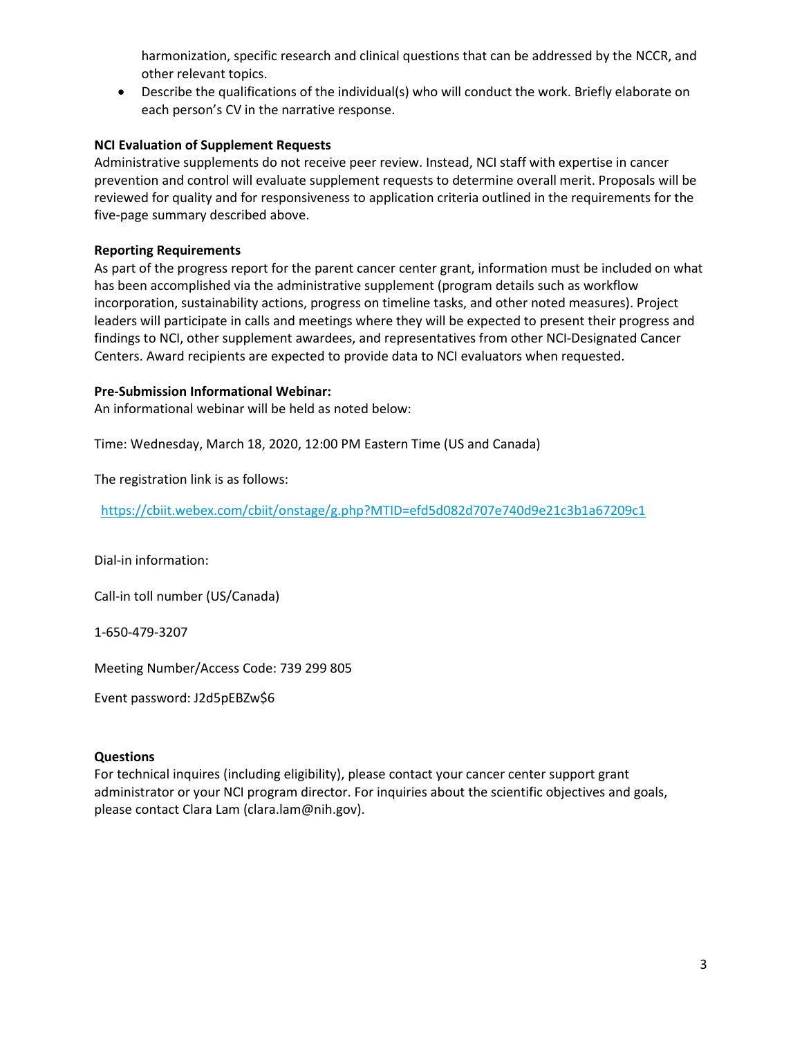harmonization, specific research and clinical questions that can be addressed by the NCCR, and other relevant topics.

- Describe the qualifications of the individual(s) who will conduct the work. Briefly elaborate on each person's CV in the narrative response.

**NCI Evaluation of Supplement Requests**

Administrative supplements do not receive peer review. Instead, NCI staff with expertise in cancer prevention and control will evaluate supplement requests to determine overall merit. Proposals will be reviewed for quality and for responsiveness to application criteria outlined in the requirements for the five-page summary described above.

**Reporting Requirements**

As part of the progress report for the parent cancer center grant, information must be included on what has been accomplished via the administrative supplement (program details such as workflow incorporation, sustainability actions, progress on timeline tasks, and other noted measures). Project leaders will participate in calls and meetings where they will be expected to present their progress and findings to NCI, other supplement awardees, and representatives from other NCI-Designated Cancer Centers. Award recipients are expected to provide data to NCI evaluators when requested.

**Pre-Submission Informational Webinar:**

An informational webinar will be held as noted below:

Time: Wednesday, March 18, 2020, 12:00 PM Eastern Time (US and Canada)

The registration link is as follows:

https://cbiit.webex.com/cbiit/onstage/g.php?MTID=efd5d082d707e740d9e21c3b1a67209c1

Dial-in information:

Call-in toll number (US/Canada)

1-650-479-3207

Meeting Number/Access Code: 739 299 805

Event password: J2d5pEBZw$6

**Questions**

For technical inquires (including eligibility), please contact your cancer center support grant administrator or your NCI program director. For inquiries about the scientific objectives and goals, please contact Clara Lam (clara.lam@nih.gov).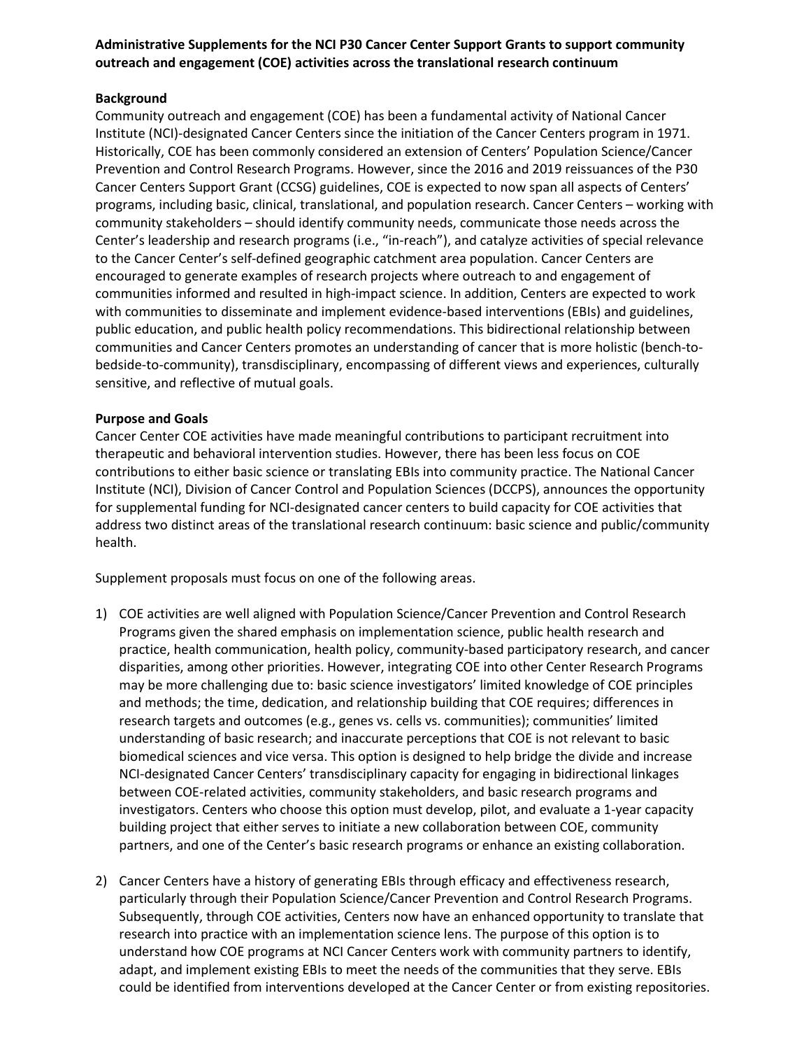**Administrative Supplements for the NCI P30 Cancer Center Support Grants to support community outreach and engagement (COE) activities across the translational research continuum**

**Background**

Community outreach and engagement (COE) has been a fundamental activity of National Cancer Institute (NCI)-designated Cancer Centers since the initiation of the Cancer Centers program in 1971. Historically, COE has been commonly considered an extension of Centers' Population Science/Cancer Prevention and Control Research Programs. However, since the 2016 and 2019 reissuances of the P30 Cancer Centers Support Grant (CCSG) guidelines, COE is expected to now span all aspects of Centers' programs, including basic, clinical, translational, and population research. Cancer Centers – working with community stakeholders – should identify community needs, communicate those needs across the Center's leadership and research programs (i.e., "in-reach"), and catalyze activities of special relevance to the Cancer Center's self-defined geographic catchment area population. Cancer Centers are encouraged to generate examples of research projects where outreach to and engagement of communities informed and resulted in high-impact science. In addition, Centers are expected to work with communities to disseminate and implement evidence-based interventions (EBIs) and guidelines, public education, and public health policy recommendations. This bidirectional relationship between communities and Cancer Centers promotes an understanding of cancer that is more holistic (bench-to-bedside-to-community), transdisciplinary, encompassing of different views and experiences, culturally sensitive, and reflective of mutual goals.

**Purpose and Goals**

Cancer Center COE activities have made meaningful contributions to participant recruitment into therapeutic and behavioral intervention studies. However, there has been less focus on COE contributions to either basic science or translating EBIs into community practice. The National Cancer Institute (NCI), Division of Cancer Control and Population Sciences (DCCPS), announces the opportunity for supplemental funding for NCI-designated cancer centers to build capacity for COE activities that address two distinct areas of the translational research continuum: basic science and public/community health.

Supplement proposals must focus on one of the following areas.

1) COE activities are well aligned with Population Science/Cancer Prevention and Control Research Programs given the shared emphasis on implementation science, public health research and practice, health communication, health policy, community-based participatory research, and cancer disparities, among other priorities. However, integrating COE into other Center Research Programs may be more challenging due to: basic science investigators' limited knowledge of COE principles and methods; the time, dedication, and relationship building that COE requires; differences in research targets and outcomes (e.g., genes vs. cells vs. communities); communities' limited understanding of basic research; and inaccurate perceptions that COE is not relevant to basic biomedical sciences and vice versa. This option is designed to help bridge the divide and increase NCI-designated Cancer Centers' transdisciplinary capacity for engaging in bidirectional linkages between COE-related activities, community stakeholders, and basic research programs and investigators. Centers who choose this option must develop, pilot, and evaluate a 1-year capacity building project that either serves to initiate a new collaboration between COE, community partners, and one of the Center's basic research programs or enhance an existing collaboration.

2) Cancer Centers have a history of generating EBIs through efficacy and effectiveness research, particularly through their Population Science/Cancer Prevention and Control Research Programs. Subsequently, through COE activities, Centers now have an enhanced opportunity to translate that research into practice with an implementation science lens. The purpose of this option is to understand how COE programs at NCI Cancer Centers work with community partners to identify, adapt, and implement existing EBIs to meet the needs of the communities that they serve. EBIs could be identified from interventions developed at the Cancer Center or from existing repositories.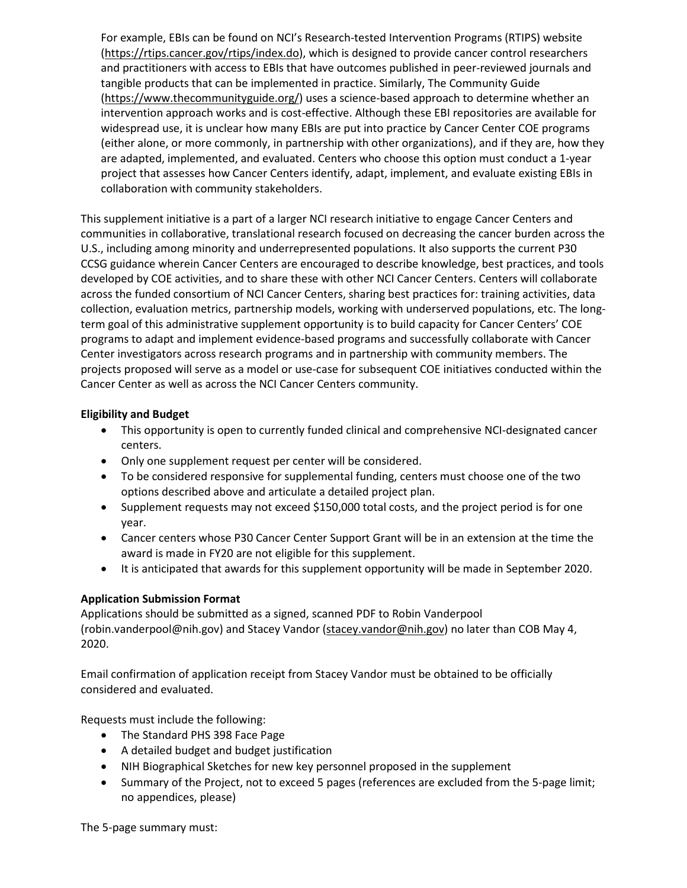For example, EBIs can be found on NCI's Research-tested Intervention Programs (RTIPS) website (https://rtips.cancer.gov/rtips/index.do), which is designed to provide cancer control researchers and practitioners with access to EBIs that have outcomes published in peer-reviewed journals and tangible products that can be implemented in practice. Similarly, The Community Guide (https://www.thecommunityguide.org/) uses a science-based approach to determine whether an intervention approach works and is cost-effective. Although these EBI repositories are available for widespread use, it is unclear how many EBIs are put into practice by Cancer Center COE programs (either alone, or more commonly, in partnership with other organizations), and if they are, how they are adapted, implemented, and evaluated. Centers who choose this option must conduct a 1-year project that assesses how Cancer Centers identify, adapt, implement, and evaluate existing EBIs in collaboration with community stakeholders.

This supplement initiative is a part of a larger NCI research initiative to engage Cancer Centers and communities in collaborative, translational research focused on decreasing the cancer burden across the U.S., including among minority and underrepresented populations. It also supports the current P30 CCSG guidance wherein Cancer Centers are encouraged to describe knowledge, best practices, and tools developed by COE activities, and to share these with other NCI Cancer Centers. Centers will collaborate across the funded consortium of NCI Cancer Centers, sharing best practices for: training activities, data collection, evaluation metrics, partnership models, working with underserved populations, etc. The long-term goal of this administrative supplement opportunity is to build capacity for Cancer Centers' COE programs to adapt and implement evidence-based programs and successfully collaborate with Cancer Center investigators across research programs and in partnership with community members. The projects proposed will serve as a model or use-case for subsequent COE initiatives conducted within the Cancer Center as well as across the NCI Cancer Centers community.

**Eligibility and Budget**

- This opportunity is open to currently funded clinical and comprehensive NCI-designated cancer centers.
- Only one supplement request per center will be considered.
- To be considered responsive for supplemental funding, centers must choose one of the two options described above and articulate a detailed project plan.
- Supplement requests may not exceed $150,000 total costs, and the project period is for one year.
- Cancer centers whose P30 Cancer Center Support Grant will be in an extension at the time the award is made in FY20 are not eligible for this supplement.
- It is anticipated that awards for this supplement opportunity will be made in September 2020.

**Application Submission Format**

Applications should be submitted as a signed, scanned PDF to Robin Vanderpool (robin.vanderpool@nih.gov) and Stacey Vandor (stacey.vandor@nih.gov) no later than COB May 4, 2020.

Email confirmation of application receipt from Stacey Vandor must be obtained to be officially considered and evaluated.

Requests must include the following:

- The Standard PHS 398 Face Page
- A detailed budget and budget justification
- NIH Biographical Sketches for new key personnel proposed in the supplement
- Summary of the Project, not to exceed 5 pages (references are excluded from the 5-page limit; no appendices, please)

The 5-page summary must: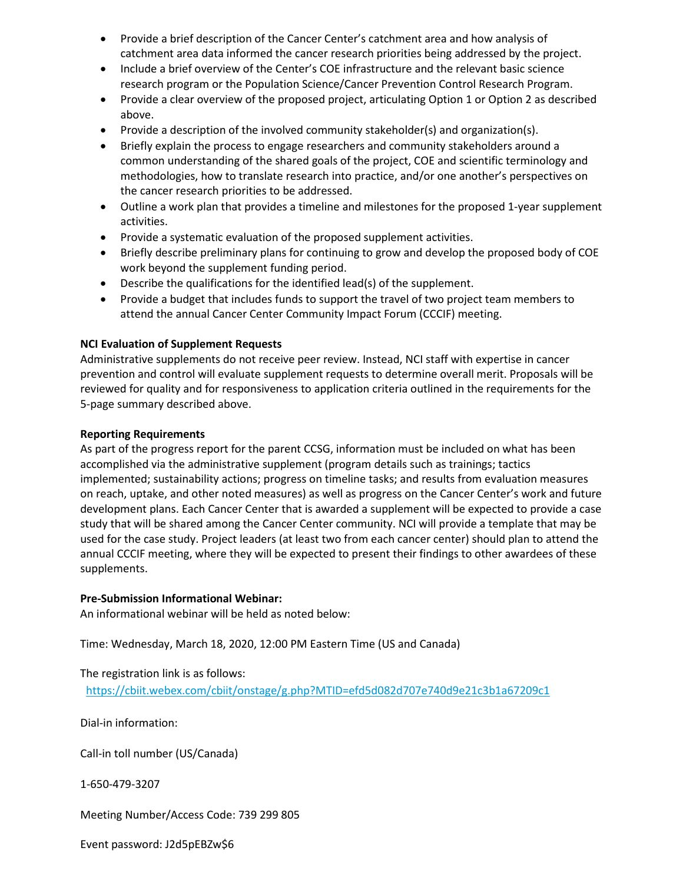- Provide a brief description of the Cancer Center's catchment area and how analysis of catchment area data informed the cancer research priorities being addressed by the project.
- Include a brief overview of the Center's COE infrastructure and the relevant basic science research program or the Population Science/Cancer Prevention Control Research Program.
- Provide a clear overview of the proposed project, articulating Option 1 or Option 2 as described above.
- Provide a description of the involved community stakeholder(s) and organization(s).
- Briefly explain the process to engage researchers and community stakeholders around a common understanding of the shared goals of the project, COE and scientific terminology and methodologies, how to translate research into practice, and/or one another's perspectives on the cancer research priorities to be addressed.
- Outline a work plan that provides a timeline and milestones for the proposed 1-year supplement activities.
- Provide a systematic evaluation of the proposed supplement activities.
- Briefly describe preliminary plans for continuing to grow and develop the proposed body of COE work beyond the supplement funding period.
- Describe the qualifications for the identified lead(s) of the supplement.
- Provide a budget that includes funds to support the travel of two project team members to attend the annual Cancer Center Community Impact Forum (CCCIF) meeting.

**NCI Evaluation of Supplement Requests**

Administrative supplements do not receive peer review. Instead, NCI staff with expertise in cancer prevention and control will evaluate supplement requests to determine overall merit. Proposals will be reviewed for quality and for responsiveness to application criteria outlined in the requirements for the 5-page summary described above.

**Reporting Requirements**

As part of the progress report for the parent CCSG, information must be included on what has been accomplished via the administrative supplement (program details such as trainings; tactics implemented; sustainability actions; progress on timeline tasks; and results from evaluation measures on reach, uptake, and other noted measures) as well as progress on the Cancer Center's work and future development plans. Each Cancer Center that is awarded a supplement will be expected to provide a case study that will be shared among the Cancer Center community. NCI will provide a template that may be used for the case study. Project leaders (at least two from each cancer center) should plan to attend the annual CCCIF meeting, where they will be expected to present their findings to other awardees of these supplements.

**Pre-Submission Informational Webinar:**

An informational webinar will be held as noted below:

Time: Wednesday, March 18, 2020, 12:00 PM Eastern Time (US and Canada)

The registration link is as follows:
https://cbiit.webex.com/cbiit/onstage/g.php?MTID=efd5d082d707e740d9e21c3b1a67209c1

Dial-in information:

Call-in toll number (US/Canada)

1-650-479-3207

Meeting Number/Access Code: 739 299 805

Event password: J2d5pEBZw$6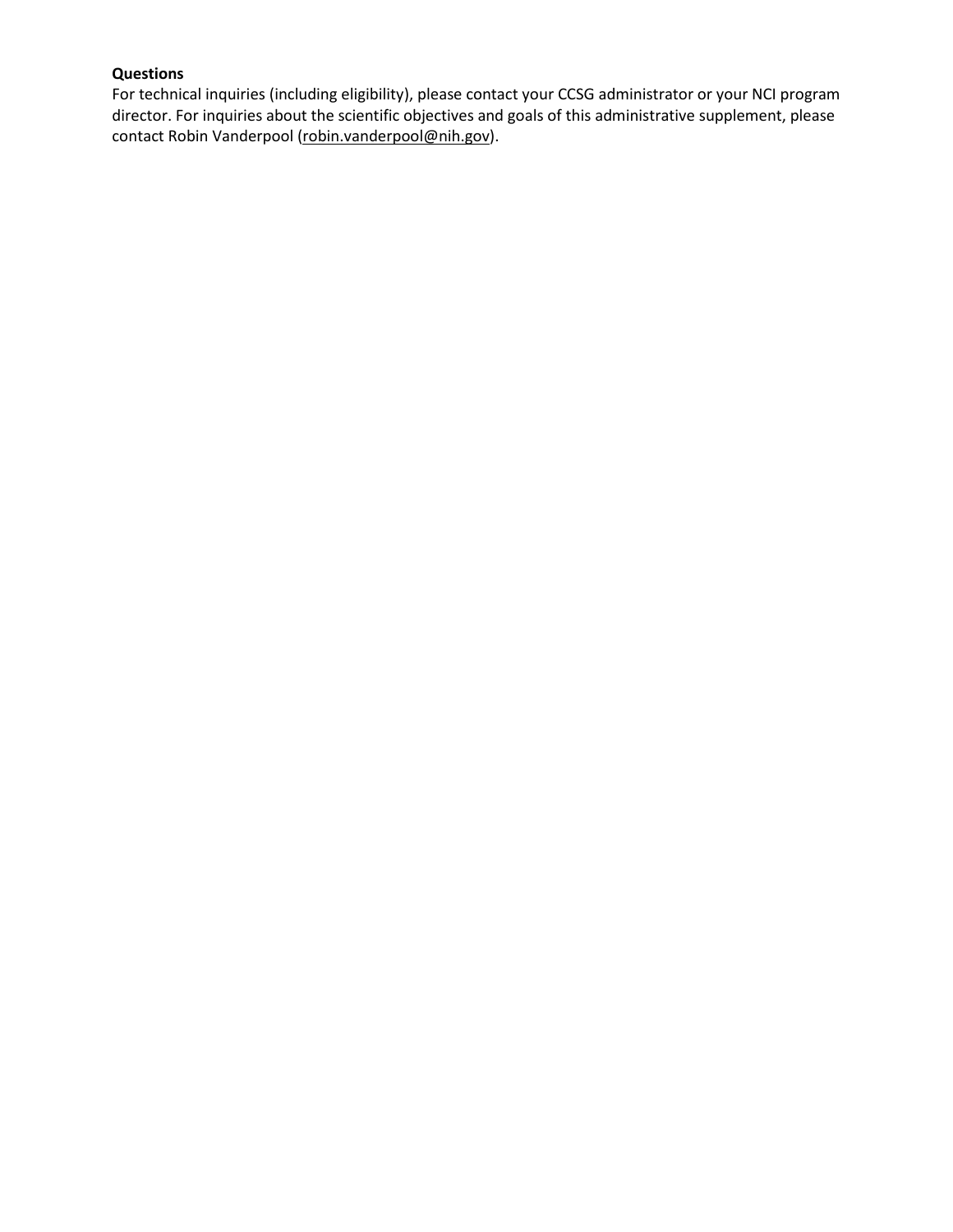**Questions**

For technical inquiries (including eligibility), please contact your CCSG administrator or your NCI program director. For inquiries about the scientific objectives and goals of this administrative supplement, please contact Robin Vanderpool (robin.vanderpool@nih.gov).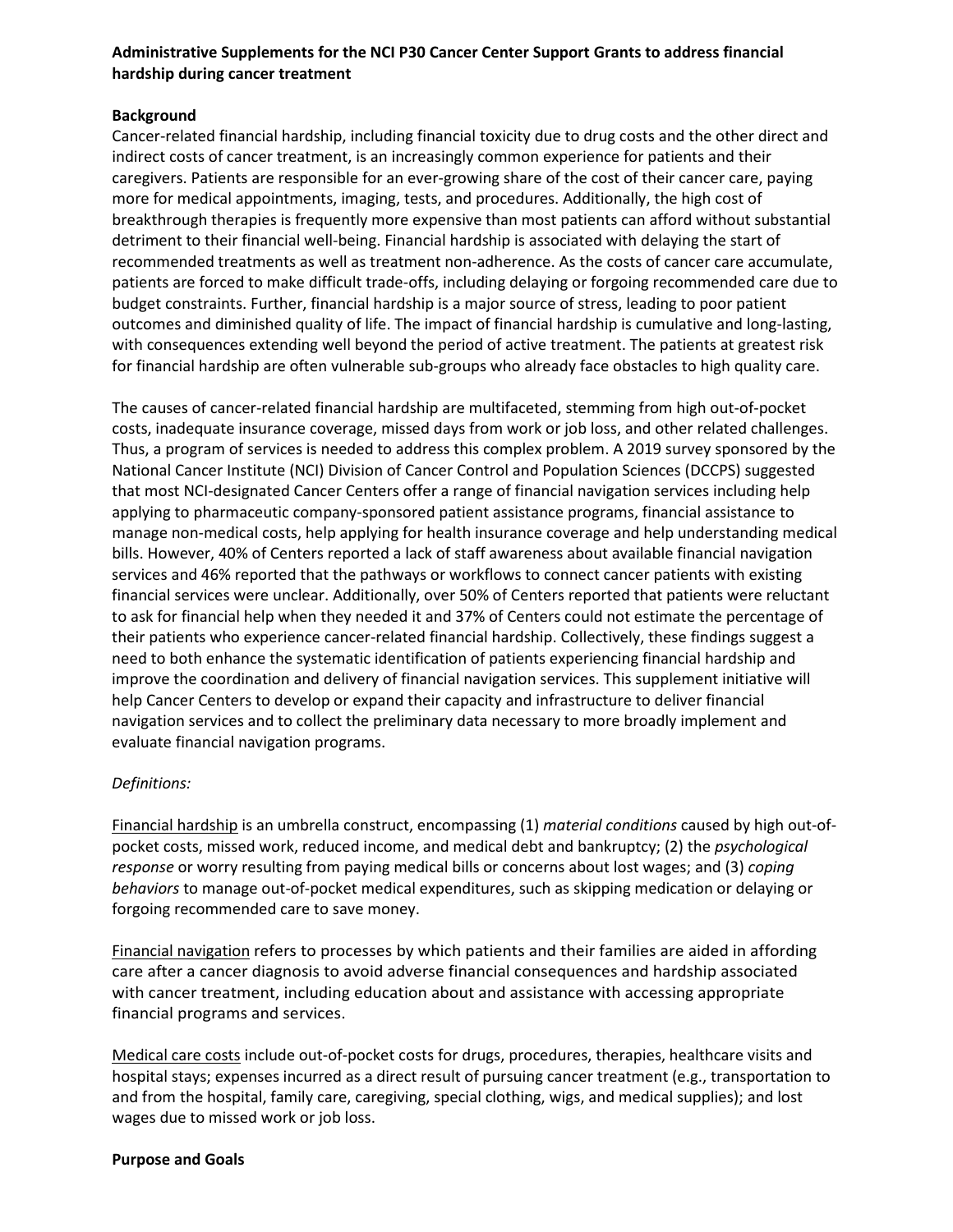**Administrative Supplements for the NCI P30 Cancer Center Support Grants to address financial hardship during cancer treatment**

**Background**

Cancer-related financial hardship, including financial toxicity due to drug costs and the other direct and indirect costs of cancer treatment, is an increasingly common experience for patients and their caregivers. Patients are responsible for an ever-growing share of the cost of their cancer care, paying more for medical appointments, imaging, tests, and procedures. Additionally, the high cost of breakthrough therapies is frequently more expensive than most patients can afford without substantial detriment to their financial well-being. Financial hardship is associated with delaying the start of recommended treatments as well as treatment non-adherence. As the costs of cancer care accumulate, patients are forced to make difficult trade-offs, including delaying or forgoing recommended care due to budget constraints. Further, financial hardship is a major source of stress, leading to poor patient outcomes and diminished quality of life. The impact of financial hardship is cumulative and long-lasting, with consequences extending well beyond the period of active treatment. The patients at greatest risk for financial hardship are often vulnerable sub-groups who already face obstacles to high quality care.

The causes of cancer-related financial hardship are multifaceted, stemming from high out-of-pocket costs, inadequate insurance coverage, missed days from work or job loss, and other related challenges. Thus, a program of services is needed to address this complex problem. A 2019 survey sponsored by the National Cancer Institute (NCI) Division of Cancer Control and Population Sciences (DCCPS) suggested that most NCI-designated Cancer Centers offer a range of financial navigation services including help applying to pharmaceutic company-sponsored patient assistance programs, financial assistance to manage non-medical costs, help applying for health insurance coverage and help understanding medical bills. However, 40% of Centers reported a lack of staff awareness about available financial navigation services and 46% reported that the pathways or workflows to connect cancer patients with existing financial services were unclear. Additionally, over 50% of Centers reported that patients were reluctant to ask for financial help when they needed it and 37% of Centers could not estimate the percentage of their patients who experience cancer-related financial hardship. Collectively, these findings suggest a need to both enhance the systematic identification of patients experiencing financial hardship and improve the coordination and delivery of financial navigation services. This supplement initiative will help Cancer Centers to develop or expand their capacity and infrastructure to deliver financial navigation services and to collect the preliminary data necessary to more broadly implement and evaluate financial navigation programs.

*Definitions:*

Financial hardship is an umbrella construct, encompassing (1) *material conditions* caused by high out-of-pocket costs, missed work, reduced income, and medical debt and bankruptcy; (2) the *psychological response* or worry resulting from paying medical bills or concerns about lost wages; and (3) *coping behaviors* to manage out-of-pocket medical expenditures, such as skipping medication or delaying or forgoing recommended care to save money.

Financial navigation refers to processes by which patients and their families are aided in affording care after a cancer diagnosis to avoid adverse financial consequences and hardship associated with cancer treatment, including education about and assistance with accessing appropriate financial programs and services.

Medical care costs include out-of-pocket costs for drugs, procedures, therapies, healthcare visits and hospital stays; expenses incurred as a direct result of pursuing cancer treatment (e.g., transportation to and from the hospital, family care, caregiving, special clothing, wigs, and medical supplies); and lost wages due to missed work or job loss.

**Purpose and Goals**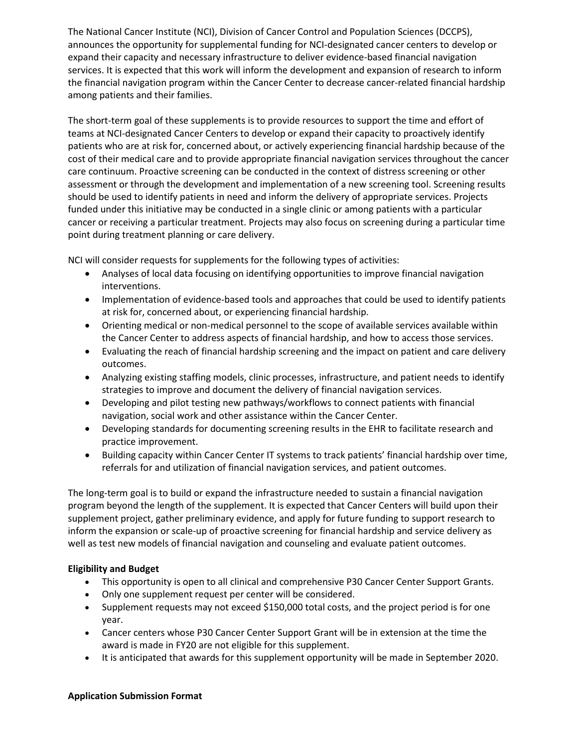The National Cancer Institute (NCI), Division of Cancer Control and Population Sciences (DCCPS), announces the opportunity for supplemental funding for NCI-designated cancer centers to develop or expand their capacity and necessary infrastructure to deliver evidence-based financial navigation services. It is expected that this work will inform the development and expansion of research to inform the financial navigation program within the Cancer Center to decrease cancer-related financial hardship among patients and their families.

The short-term goal of these supplements is to provide resources to support the time and effort of teams at NCI-designated Cancer Centers to develop or expand their capacity to proactively identify patients who are at risk for, concerned about, or actively experiencing financial hardship because of the cost of their medical care and to provide appropriate financial navigation services throughout the cancer care continuum. Proactive screening can be conducted in the context of distress screening or other assessment or through the development and implementation of a new screening tool. Screening results should be used to identify patients in need and inform the delivery of appropriate services. Projects funded under this initiative may be conducted in a single clinic or among patients with a particular cancer or receiving a particular treatment. Projects may also focus on screening during a particular time point during treatment planning or care delivery.

NCI will consider requests for supplements for the following types of activities:

- Analyses of local data focusing on identifying opportunities to improve financial navigation interventions.
- Implementation of evidence-based tools and approaches that could be used to identify patients at risk for, concerned about, or experiencing financial hardship.
- Orienting medical or non-medical personnel to the scope of available services available within the Cancer Center to address aspects of financial hardship, and how to access those services.
- Evaluating the reach of financial hardship screening and the impact on patient and care delivery outcomes.
- Analyzing existing staffing models, clinic processes, infrastructure, and patient needs to identify strategies to improve and document the delivery of financial navigation services.
- Developing and pilot testing new pathways/workflows to connect patients with financial navigation, social work and other assistance within the Cancer Center.
- Developing standards for documenting screening results in the EHR to facilitate research and practice improvement.
- Building capacity within Cancer Center IT systems to track patients' financial hardship over time, referrals for and utilization of financial navigation services, and patient outcomes.

The long-term goal is to build or expand the infrastructure needed to sustain a financial navigation program beyond the length of the supplement. It is expected that Cancer Centers will build upon their supplement project, gather preliminary evidence, and apply for future funding to support research to inform the expansion or scale-up of proactive screening for financial hardship and service delivery as well as test new models of financial navigation and counseling and evaluate patient outcomes.

**Eligibility and Budget**

- This opportunity is open to all clinical and comprehensive P30 Cancer Center Support Grants.
- Only one supplement request per center will be considered.
- Supplement requests may not exceed $150,000 total costs, and the project period is for one year.
- Cancer centers whose P30 Cancer Center Support Grant will be in extension at the time the award is made in FY20 are not eligible for this supplement.
- It is anticipated that awards for this supplement opportunity will be made in September 2020.

**Application Submission Format**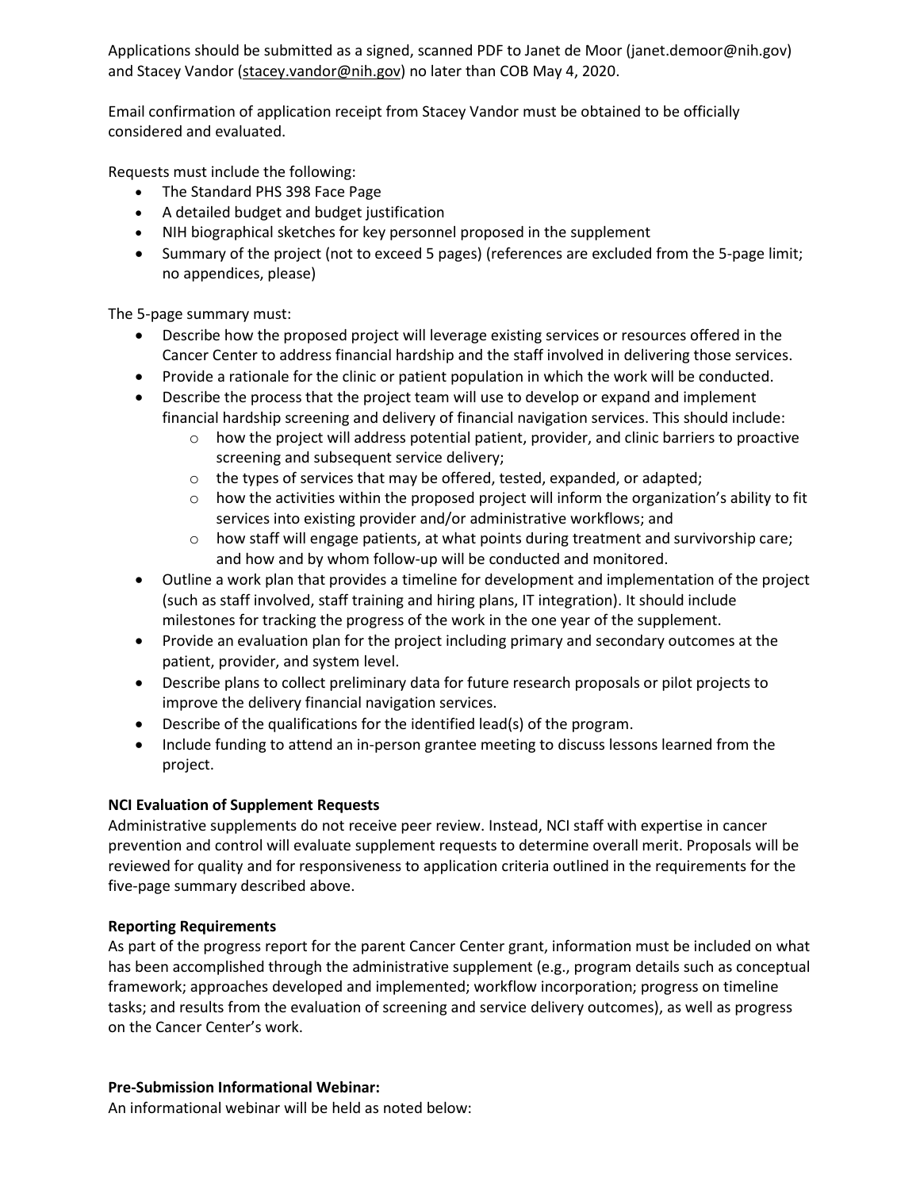Applications should be submitted as a signed, scanned PDF to Janet de Moor (janet.demoor@nih.gov) and Stacey Vandor (stacey.vandor@nih.gov) no later than COB May 4, 2020.

Email confirmation of application receipt from Stacey Vandor must be obtained to be officially considered and evaluated.

Requests must include the following:

- The Standard PHS 398 Face Page
- A detailed budget and budget justification
- NIH biographical sketches for key personnel proposed in the supplement
- Summary of the project (not to exceed 5 pages) (references are excluded from the 5-page limit; no appendices, please)

The 5-page summary must:

- Describe how the proposed project will leverage existing services or resources offered in the Cancer Center to address financial hardship and the staff involved in delivering those services.
- Provide a rationale for the clinic or patient population in which the work will be conducted.
- Describe the process that the project team will use to develop or expand and implement financial hardship screening and delivery of financial navigation services. This should include:
  - how the project will address potential patient, provider, and clinic barriers to proactive screening and subsequent service delivery;
  - the types of services that may be offered, tested, expanded, or adapted;
  - how the activities within the proposed project will inform the organization's ability to fit services into existing provider and/or administrative workflows; and
  - how staff will engage patients, at what points during treatment and survivorship care; and how and by whom follow-up will be conducted and monitored.
- Outline a work plan that provides a timeline for development and implementation of the project (such as staff involved, staff training and hiring plans, IT integration). It should include milestones for tracking the progress of the work in the one year of the supplement.
- Provide an evaluation plan for the project including primary and secondary outcomes at the patient, provider, and system level.
- Describe plans to collect preliminary data for future research proposals or pilot projects to improve the delivery financial navigation services.
- Describe of the qualifications for the identified lead(s) of the program.
- Include funding to attend an in-person grantee meeting to discuss lessons learned from the project.

**NCI Evaluation of Supplement Requests**

Administrative supplements do not receive peer review. Instead, NCI staff with expertise in cancer prevention and control will evaluate supplement requests to determine overall merit. Proposals will be reviewed for quality and for responsiveness to application criteria outlined in the requirements for the five-page summary described above.

**Reporting Requirements**

As part of the progress report for the parent Cancer Center grant, information must be included on what has been accomplished through the administrative supplement (e.g., program details such as conceptual framework; approaches developed and implemented; workflow incorporation; progress on timeline tasks; and results from the evaluation of screening and service delivery outcomes), as well as progress on the Cancer Center's work.

**Pre-Submission Informational Webinar:**

An informational webinar will be held as noted below: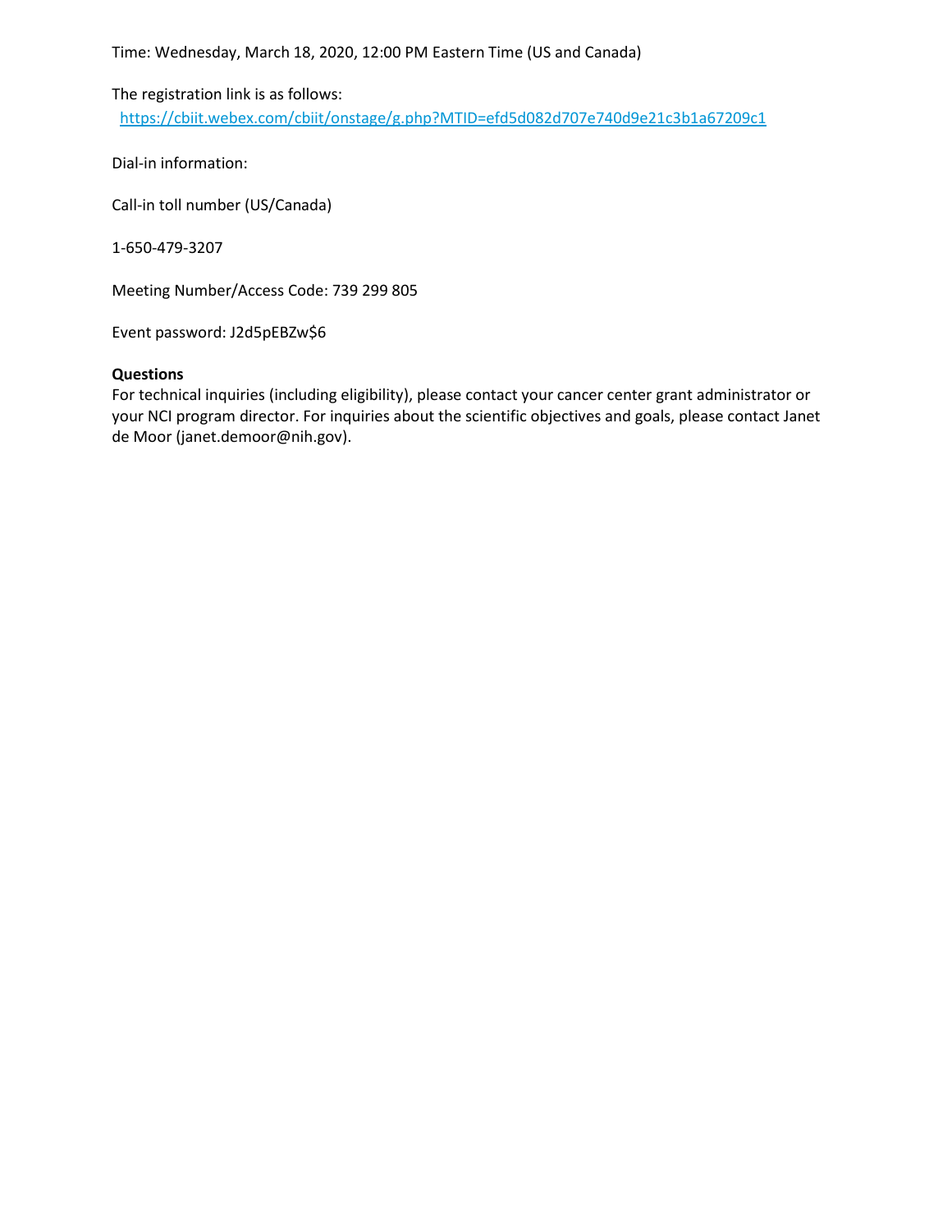Time: Wednesday, March 18, 2020, 12:00 PM Eastern Time (US and Canada)

The registration link is as follows:
https://cbiit.webex.com/cbiit/onstage/g.php?MTID=efd5d082d707e740d9e21c3b1a67209c1

Dial-in information:

Call-in toll number (US/Canada)

1-650-479-3207

Meeting Number/Access Code: 739 299 805

Event password: J2d5pEBZw$6

**Questions**

For technical inquiries (including eligibility), please contact your cancer center grant administrator or your NCI program director. For inquiries about the scientific objectives and goals, please contact Janet de Moor (janet.demoor@nih.gov).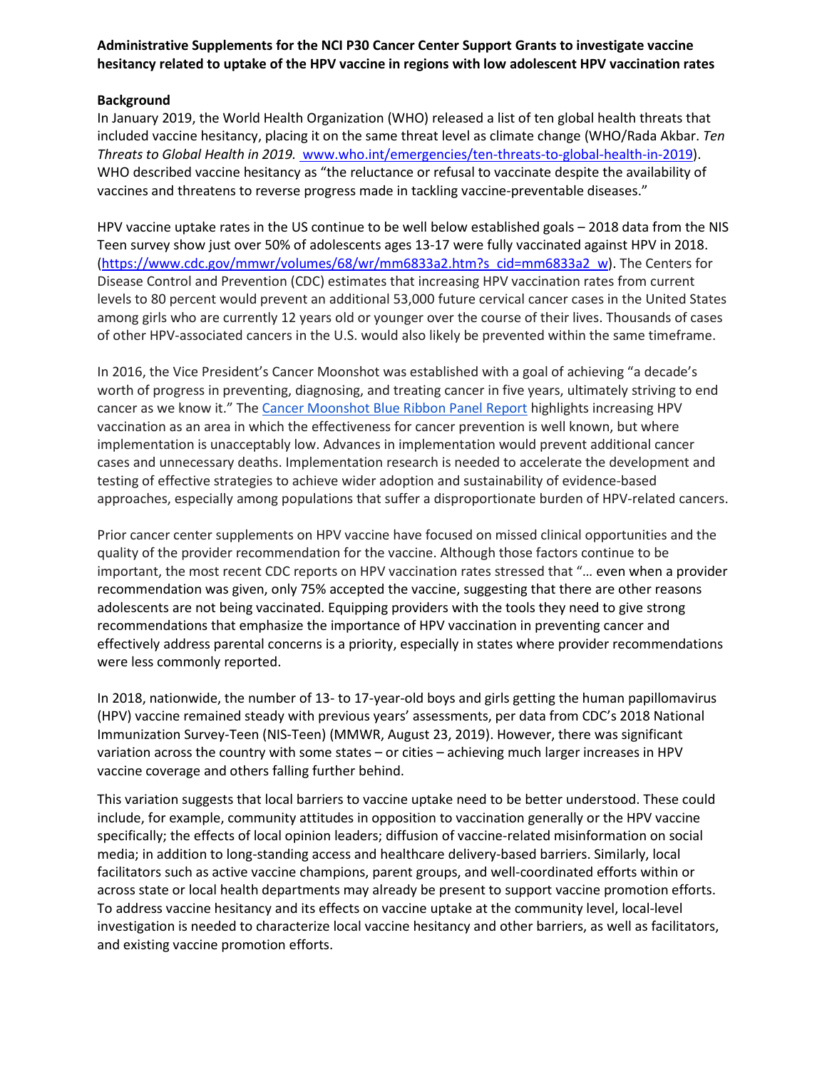**Administrative Supplements for the NCI P30 Cancer Center Support Grants to investigate vaccine hesitancy related to uptake of the HPV vaccine in regions with low adolescent HPV vaccination rates**

**Background**

In January 2019, the World Health Organization (WHO) released a list of ten global health threats that included vaccine hesitancy, placing it on the same threat level as climate change (WHO/Rada Akbar. *Ten Threats to Global Health in 2019.* www.who.int/emergencies/ten-threats-to-global-health-in-2019). WHO described vaccine hesitancy as "the reluctance or refusal to vaccinate despite the availability of vaccines and threatens to reverse progress made in tackling vaccine-preventable diseases."

HPV vaccine uptake rates in the US continue to be well below established goals – 2018 data from the NIS Teen survey show just over 50% of adolescents ages 13-17 were fully vaccinated against HPV in 2018. (https://www.cdc.gov/mmwr/volumes/68/wr/mm6833a2.htm?s_cid=mm6833a2_w). The Centers for Disease Control and Prevention (CDC) estimates that increasing HPV vaccination rates from current levels to 80 percent would prevent an additional 53,000 future cervical cancer cases in the United States among girls who are currently 12 years old or younger over the course of their lives. Thousands of cases of other HPV-associated cancers in the U.S. would also likely be prevented within the same timeframe.

In 2016, the Vice President's Cancer Moonshot was established with a goal of achieving "a decade's worth of progress in preventing, diagnosing, and treating cancer in five years, ultimately striving to end cancer as we know it." The Cancer Moonshot Blue Ribbon Panel Report highlights increasing HPV vaccination as an area in which the effectiveness for cancer prevention is well known, but where implementation is unacceptably low. Advances in implementation would prevent additional cancer cases and unnecessary deaths. Implementation research is needed to accelerate the development and testing of effective strategies to achieve wider adoption and sustainability of evidence-based approaches, especially among populations that suffer a disproportionate burden of HPV-related cancers.

Prior cancer center supplements on HPV vaccine have focused on missed clinical opportunities and the quality of the provider recommendation for the vaccine. Although those factors continue to be important, the most recent CDC reports on HPV vaccination rates stressed that "… even when a provider recommendation was given, only 75% accepted the vaccine, suggesting that there are other reasons adolescents are not being vaccinated. Equipping providers with the tools they need to give strong recommendations that emphasize the importance of HPV vaccination in preventing cancer and effectively address parental concerns is a priority, especially in states where provider recommendations were less commonly reported.

In 2018, nationwide, the number of 13- to 17-year-old boys and girls getting the human papillomavirus (HPV) vaccine remained steady with previous years' assessments, per data from CDC's 2018 National Immunization Survey-Teen (NIS-Teen) (MMWR, August 23, 2019). However, there was significant variation across the country with some states – or cities – achieving much larger increases in HPV vaccine coverage and others falling further behind.

This variation suggests that local barriers to vaccine uptake need to be better understood. These could include, for example, community attitudes in opposition to vaccination generally or the HPV vaccine specifically; the effects of local opinion leaders; diffusion of vaccine-related misinformation on social media; in addition to long-standing access and healthcare delivery-based barriers. Similarly, local facilitators such as active vaccine champions, parent groups, and well-coordinated efforts within or across state or local health departments may already be present to support vaccine promotion efforts. To address vaccine hesitancy and its effects on vaccine uptake at the community level, local-level investigation is needed to characterize local vaccine hesitancy and other barriers, as well as facilitators, and existing vaccine promotion efforts.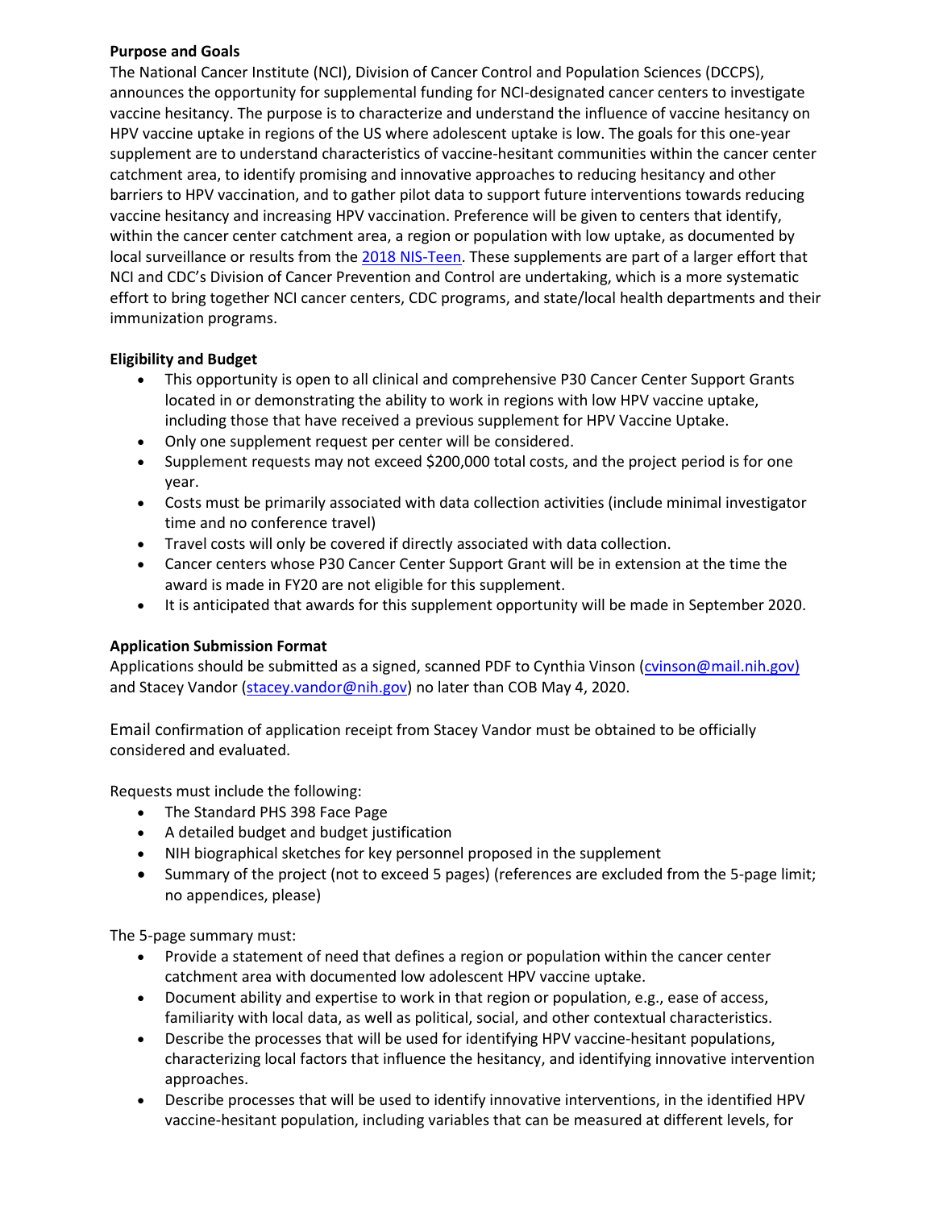**Purpose and Goals**

The National Cancer Institute (NCI), Division of Cancer Control and Population Sciences (DCCPS), announces the opportunity for supplemental funding for NCI-designated cancer centers to investigate vaccine hesitancy. The purpose is to characterize and understand the influence of vaccine hesitancy on HPV vaccine uptake in regions of the US where adolescent uptake is low. The goals for this one-year supplement are to understand characteristics of vaccine-hesitant communities within the cancer center catchment area, to identify promising and innovative approaches to reducing hesitancy and other barriers to HPV vaccination, and to gather pilot data to support future interventions towards reducing vaccine hesitancy and increasing HPV vaccination. Preference will be given to centers that identify, within the cancer center catchment area, a region or population with low uptake, as documented by local surveillance or results from the 2018 NIS-Teen. These supplements are part of a larger effort that NCI and CDC's Division of Cancer Prevention and Control are undertaking, which is a more systematic effort to bring together NCI cancer centers, CDC programs, and state/local health departments and their immunization programs.

**Eligibility and Budget**

- This opportunity is open to all clinical and comprehensive P30 Cancer Center Support Grants located in or demonstrating the ability to work in regions with low HPV vaccine uptake, including those that have received a previous supplement for HPV Vaccine Uptake.
- Only one supplement request per center will be considered.
- Supplement requests may not exceed $200,000 total costs, and the project period is for one year.
- Costs must be primarily associated with data collection activities (include minimal investigator time and no conference travel)
- Travel costs will only be covered if directly associated with data collection.
- Cancer centers whose P30 Cancer Center Support Grant will be in extension at the time the award is made in FY20 are not eligible for this supplement.
- It is anticipated that awards for this supplement opportunity will be made in September 2020.

**Application Submission Format**

Applications should be submitted as a signed, scanned PDF to Cynthia Vinson (cvinson@mail.nih.gov) and Stacey Vandor (stacey.vandor@nih.gov) no later than COB May 4, 2020.

Email confirmation of application receipt from Stacey Vandor must be obtained to be officially considered and evaluated.

Requests must include the following:

- The Standard PHS 398 Face Page
- A detailed budget and budget justification
- NIH biographical sketches for key personnel proposed in the supplement
- Summary of the project (not to exceed 5 pages) (references are excluded from the 5-page limit; no appendices, please)

The 5-page summary must:

- Provide a statement of need that defines a region or population within the cancer center catchment area with documented low adolescent HPV vaccine uptake.
- Document ability and expertise to work in that region or population, e.g., ease of access, familiarity with local data, as well as political, social, and other contextual characteristics.
- Describe the processes that will be used for identifying HPV vaccine-hesitant populations, characterizing local factors that influence the hesitancy, and identifying innovative intervention approaches.
- Describe processes that will be used to identify innovative interventions, in the identified HPV vaccine-hesitant population, including variables that can be measured at different levels, for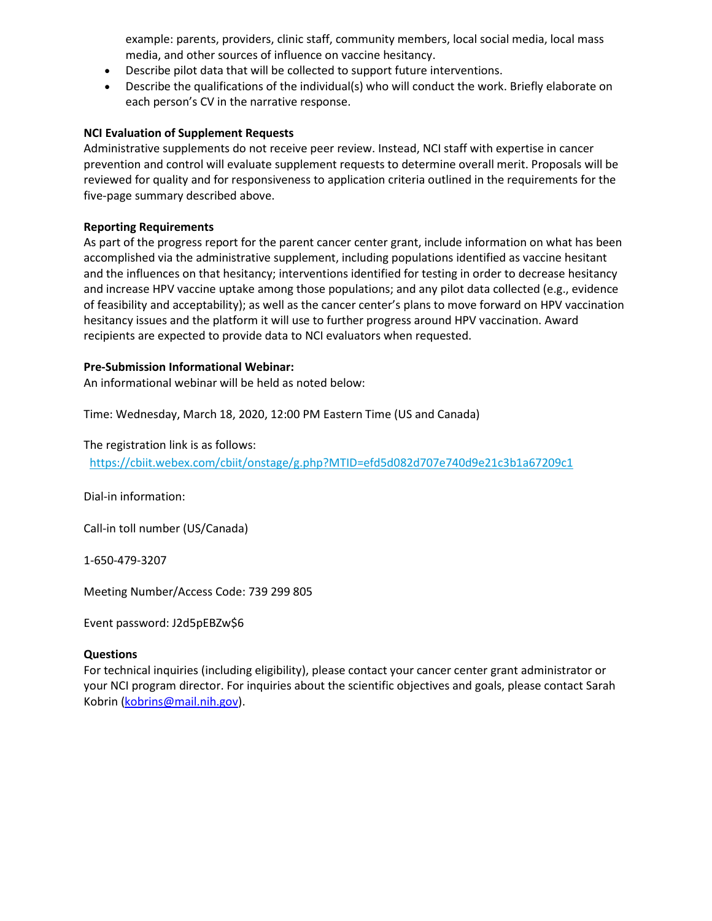example: parents, providers, clinic staff, community members, local social media, local mass media, and other sources of influence on vaccine hesitancy.

- Describe pilot data that will be collected to support future interventions.
- Describe the qualifications of the individual(s) who will conduct the work. Briefly elaborate on each person's CV in the narrative response.

**NCI Evaluation of Supplement Requests**

Administrative supplements do not receive peer review. Instead, NCI staff with expertise in cancer prevention and control will evaluate supplement requests to determine overall merit. Proposals will be reviewed for quality and for responsiveness to application criteria outlined in the requirements for the five-page summary described above.

**Reporting Requirements**

As part of the progress report for the parent cancer center grant, include information on what has been accomplished via the administrative supplement, including populations identified as vaccine hesitant and the influences on that hesitancy; interventions identified for testing in order to decrease hesitancy and increase HPV vaccine uptake among those populations; and any pilot data collected (e.g., evidence of feasibility and acceptability); as well as the cancer center's plans to move forward on HPV vaccination hesitancy issues and the platform it will use to further progress around HPV vaccination. Award recipients are expected to provide data to NCI evaluators when requested.

**Pre-Submission Informational Webinar:**

An informational webinar will be held as noted below:

Time: Wednesday, March 18, 2020, 12:00 PM Eastern Time (US and Canada)

The registration link is as follows:
https://cbiit.webex.com/cbiit/onstage/g.php?MTID=efd5d082d707e740d9e21c3b1a67209c1

Dial-in information:

Call-in toll number (US/Canada)

1-650-479-3207

Meeting Number/Access Code: 739 299 805

Event password: J2d5pEBZw$6

**Questions**

For technical inquiries (including eligibility), please contact your cancer center grant administrator or your NCI program director. For inquiries about the scientific objectives and goals, please contact Sarah Kobrin (kobrins@mail.nih.gov).